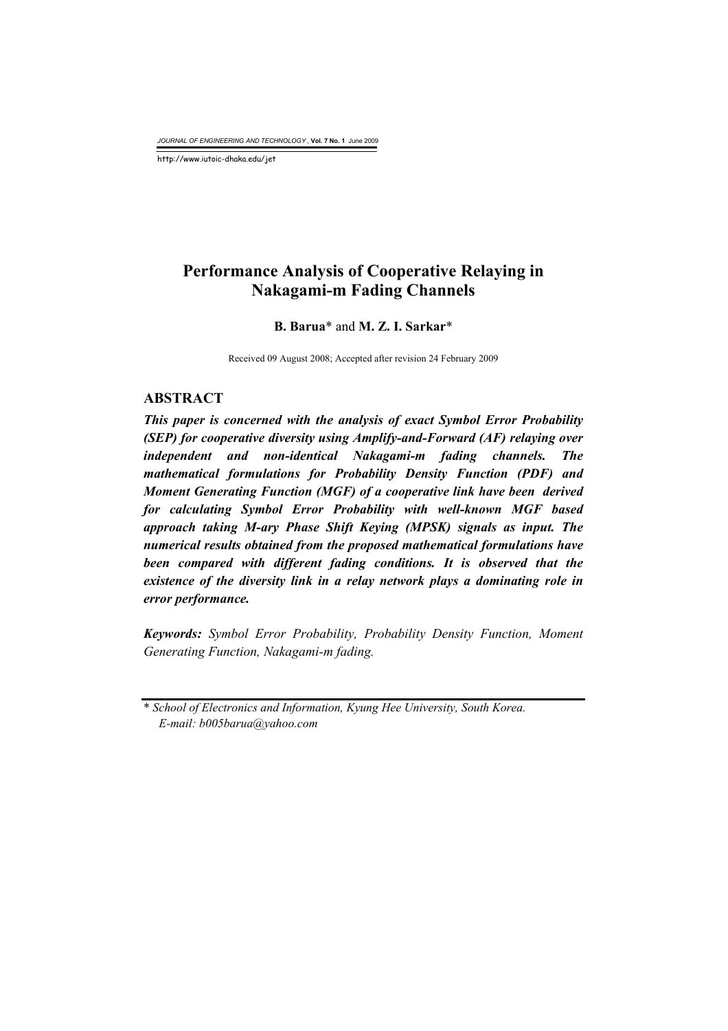# Performance Analysis of Cooperative Relaying in Nakagami-m Fading Channels

**B. Barua*** and **M. Z. I. Sarkar***

Received 09 August 2008; Accepted after revision 24 February 2009

## ABSTRACT

***This paper is concerned with the analysis of exact Symbol Error Probability (SEP) for cooperative diversity using Amplify-and-Forward (AF) relaying over independent and non-identical Nakagami-m fading channels. The mathematical formulations for Probability Density Function (PDF) and Moment Generating Function (MGF) of a cooperative link have been derived for calculating Symbol Error Probability with well-known MGF based approach taking M-ary Phase Shift Keying (MPSK) signals as input. The numerical results obtained from the proposed mathematical formulations have been compared with different fading conditions. It is observed that the existence of the diversity link in a relay network plays a dominating role in error performance.***

***Keywords:*** *Symbol Error Probability, Probability Density Function, Moment Generating Function, Nakagami-m fading.*

---

\* *School of Electronics and Information, Kyung Hee University, South Korea.*
*E-mail: b005barua@yahoo.com*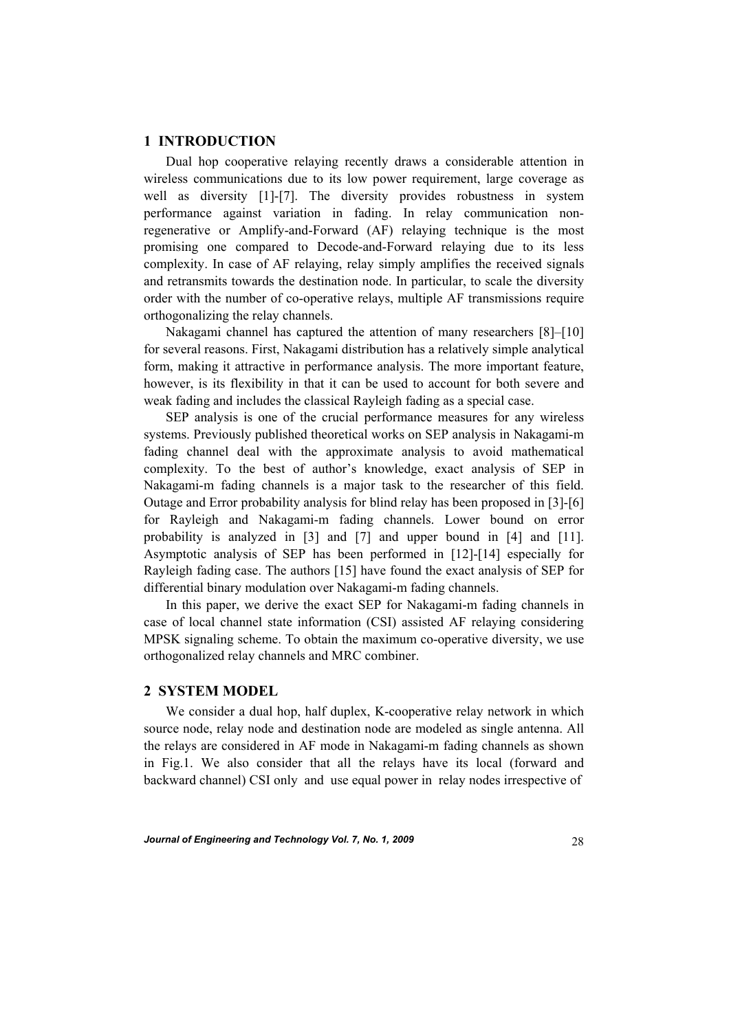## 1 INTRODUCTION

Dual hop cooperative relaying recently draws a considerable attention in wireless communications due to its low power requirement, large coverage as well as diversity [1]-[7]. The diversity provides robustness in system performance against variation in fading. In relay communication non-regenerative or Amplify-and-Forward (AF) relaying technique is the most promising one compared to Decode-and-Forward relaying due to its less complexity. In case of AF relaying, relay simply amplifies the received signals and retransmits towards the destination node. In particular, to scale the diversity order with the number of co-operative relays, multiple AF transmissions require orthogonalizing the relay channels.

Nakagami channel has captured the attention of many researchers [8]–[10] for several reasons. First, Nakagami distribution has a relatively simple analytical form, making it attractive in performance analysis. The more important feature, however, is its flexibility in that it can be used to account for both severe and weak fading and includes the classical Rayleigh fading as a special case.

SEP analysis is one of the crucial performance measures for any wireless systems. Previously published theoretical works on SEP analysis in Nakagami-m fading channel deal with the approximate analysis to avoid mathematical complexity. To the best of author's knowledge, exact analysis of SEP in Nakagami-m fading channels is a major task to the researcher of this field. Outage and Error probability analysis for blind relay has been proposed in [3]-[6] for Rayleigh and Nakagami-m fading channels. Lower bound on error probability is analyzed in [3] and [7] and upper bound in [4] and [11]. Asymptotic analysis of SEP has been performed in [12]-[14] especially for Rayleigh fading case. The authors [15] have found the exact analysis of SEP for differential binary modulation over Nakagami-m fading channels.

In this paper, we derive the exact SEP for Nakagami-m fading channels in case of local channel state information (CSI) assisted AF relaying considering MPSK signaling scheme. To obtain the maximum co-operative diversity, we use orthogonalized relay channels and MRC combiner.

## 2 SYSTEM MODEL

We consider a dual hop, half duplex, K-cooperative relay network in which source node, relay node and destination node are modeled as single antenna. All the relays are considered in AF mode in Nakagami-m fading channels as shown in Fig.1. We also consider that all the relays have its local (forward and backward channel) CSI only and use equal power in relay nodes irrespective of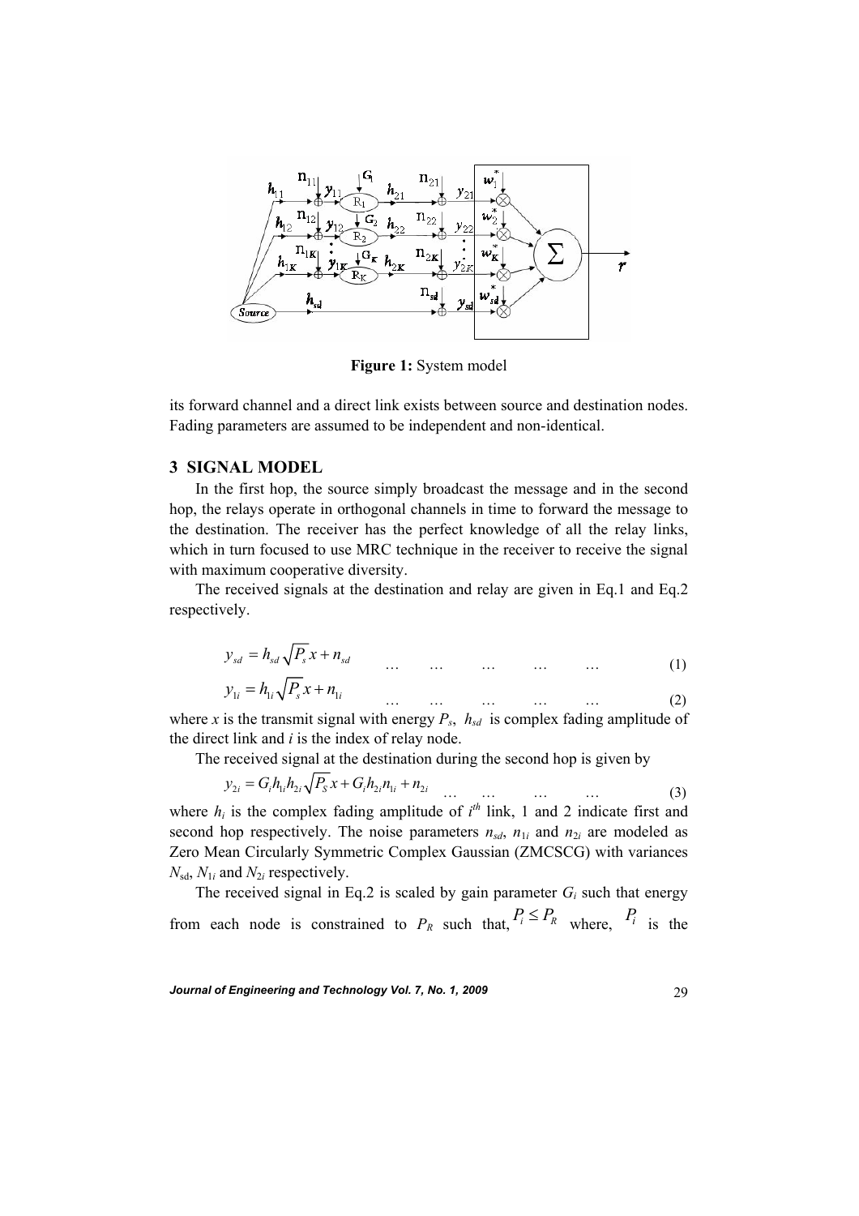**Figure 1:** System model

its forward channel and a direct link exists between source and destination nodes. Fading parameters are assumed to be independent and non-identical.

## 3 SIGNAL MODEL

In the first hop, the source simply broadcast the message and in the second hop, the relays operate in orthogonal channels in time to forward the message to the destination. The receiver has the perfect knowledge of all the relay links, which in turn focused to use MRC technique in the receiver to receive the signal with maximum cooperative diversity.

The received signals at the destination and relay are given in Eq.1 and Eq.2 respectively.

$$y_{sd} = h_{sd}\sqrt{P_s}\,x + n_{sd} \qquad (1)$$

$$y_{1i} = h_{1i}\sqrt{P_s}\,x + n_{1i} \qquad (2)$$

where $x$ is the transmit signal with energy $P_s$, $h_{sd}$ is complex fading amplitude of the direct link and $i$ is the index of relay node.

The received signal at the destination during the second hop is given by

$$y_{2i} = G_i h_{1i} h_{2i}\sqrt{P_S}\,x + G_i h_{2i} n_{1i} + n_{2i} \qquad (3)$$

where $h_i$ is the complex fading amplitude of $i^{th}$ link, 1 and 2 indicate first and second hop respectively. The noise parameters $n_{sd}$, $n_{1i}$ and $n_{2i}$ are modeled as Zero Mean Circularly Symmetric Complex Gaussian (ZMCSCG) with variances $N_{sd}$, $N_{1i}$ and $N_{2i}$ respectively.

The received signal in Eq.2 is scaled by gain parameter $G_i$ such that energy from each node is constrained to $P_R$ such that, $P_i \leq P_R$ where, $P_i$ is the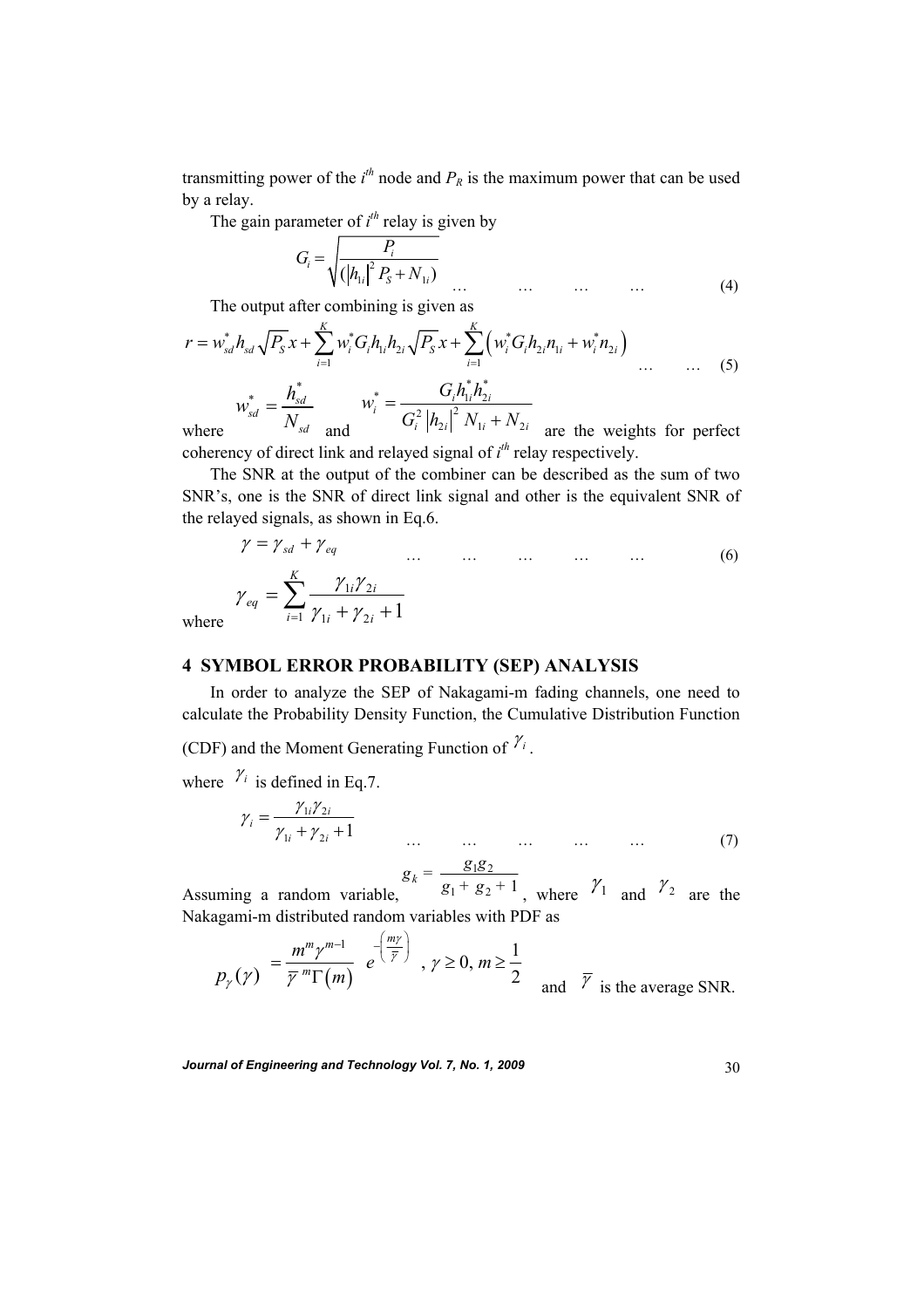transmitting power of the $i^{th}$ node and $P_R$ is the maximum power that can be used by a relay.

The gain parameter of $i^{th}$ relay is given by

$$G_i = \sqrt{\frac{P_i}{(|h_{1i}|^2 P_S + N_{1i})}} \quad \ldots \quad \ldots \quad \ldots \quad \ldots \quad (4)$$

The output after combining is given as

$$r = w_{sd}^* h_{sd} \sqrt{P_S}\, x + \sum_{i=1}^{K} w_i^* G_i h_{1i} h_{2i} \sqrt{P_S}\, x + \sum_{i=1}^{K} \left( w_i^* G_i h_{2i} n_{1i} + w_i^* n_{2i} \right) \quad \ldots \quad \ldots \quad (5)$$

where $w_{sd}^* = \dfrac{h_{sd}^*}{N_{sd}}$ and $w_i^* = \dfrac{G_i h_{1i}^* h_{2i}^*}{G_i^2 |h_{2i}|^2 N_{1i} + N_{2i}}$ are the weights for perfect coherency of direct link and relayed signal of $i^{th}$ relay respectively.

The SNR at the output of the combiner can be described as the sum of two SNR's, one is the SNR of direct link signal and other is the equivalent SNR of the relayed signals, as shown in Eq.6.

$$\gamma = \gamma_{sd} + \gamma_{eq} \quad \ldots \quad \ldots \quad \ldots \quad \ldots \quad \ldots \quad (6)$$

where $\gamma_{eq} = \displaystyle\sum_{i=1}^{K} \frac{\gamma_{1i}\gamma_{2i}}{\gamma_{1i} + \gamma_{2i} + 1}$

## 4 SYMBOL ERROR PROBABILITY (SEP) ANALYSIS

In order to analyze the SEP of Nakagami-m fading channels, one need to calculate the Probability Density Function, the Cumulative Distribution Function (CDF) and the Moment Generating Function of $\gamma_i$.

where $\gamma_i$ is defined in Eq.7.

$$\gamma_i = \frac{\gamma_{1i}\gamma_{2i}}{\gamma_{1i} + \gamma_{2i} + 1} \quad \ldots \quad \ldots \quad \ldots \quad \ldots \quad \ldots \quad (7)$$

Assuming a random variable, $g_k = \dfrac{g_1 g_2}{g_1 + g_2 + 1}$, where $\gamma_1$ and $\gamma_2$ are the Nakagami-m distributed random variables with PDF as

$$p_\gamma(\gamma) = \frac{m^m \gamma^{m-1}}{\bar{\gamma}^m \Gamma(m)} e^{-\left(\frac{m\gamma}{\bar{\gamma}}\right)}, \gamma \geq 0, m \geq \frac{1}{2}$$

and $\bar{\gamma}$ is the average SNR.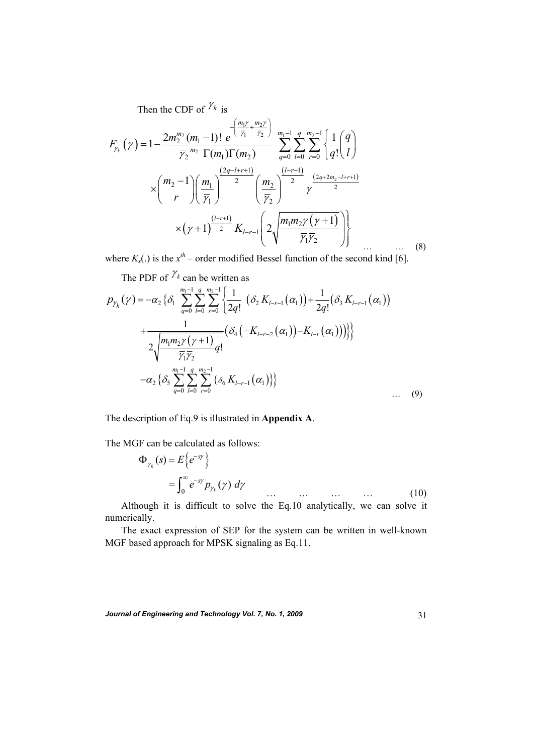Then the CDF of $\gamma_k$ is

$$F_{\gamma_k}(\gamma) = 1 - \frac{2m_2^{m_2}(m_1-1)!\, e^{-\left(\frac{m_1\gamma}{\bar{\gamma}_1}+\frac{m_2\gamma}{\bar{\gamma}_2}\right)}}{\bar{\gamma}_2^{\ m_2}\ \Gamma(m_1)\Gamma(m_2)} \sum_{q=0}^{m_1-1}\sum_{l=0}^{q}\sum_{r=0}^{m_2-1}\left\{\frac{1}{q!}\binom{q}{l} \times \binom{m_2-1}{r}\left(\frac{m_1}{\bar{\gamma}_1}\right)^{\frac{(2q-l+r+1)}{2}}\left(\frac{m_2}{\bar{\gamma}_2}\right)^{\frac{(l-r-1)}{2}}\gamma^{\frac{(2q+2m_2-l+r+1)}{2}} \times (\gamma+1)^{\frac{(l+r+1)}{2}} K_{l-r-1}\left(2\sqrt{\frac{m_1 m_2 \gamma(\gamma+1)}{\bar{\gamma}_1\bar{\gamma}_2}}\right)\right\} \quad \ldots \quad \ldots \quad (8)$$

where $K_x(.)$ is the $x^{th}$ – order modified Bessel function of the second kind [6].

The PDF of $\gamma_k$ can be written as

$$p_{\gamma_k}(\gamma) = -\alpha_2\left\{\delta_1 \sum_{q=0}^{m_1-1}\sum_{l=0}^{q}\sum_{r=0}^{m_2-1}\left\{\frac{1}{2q!}\left(\delta_2 K_{l-r-1}(\alpha_1)\right)+\frac{1}{2q!}\left(\delta_3 K_{l-r-1}(\alpha_1)\right) + \frac{1}{2\sqrt{\frac{m_1 m_2\gamma(\gamma+1)}{\bar{\gamma}_1\bar{\gamma}_2}}\,q!}\left(\delta_4\left(-K_{l-r-2}(\alpha_1)\right)-K_{l-r}(\alpha_1)\right)\right)\right\}\right\} - \alpha_2\left\{\delta_5\sum_{q=0}^{m_1-1}\sum_{l=0}^{q}\sum_{r=0}^{m_2-1}\left\{\delta_6 K_{l-r-1}(\alpha_1)\right\}\right\} \quad \ldots \quad (9)$$

The description of Eq.9 is illustrated in **Appendix A**.

The MGF can be calculated as follows:

$$\Phi_{\gamma_k}(s) = E\left\{e^{-s\gamma}\right\} = \int_0^\infty e^{-s\gamma} p_{\gamma_k}(\gamma)\, d\gamma \quad \ldots \quad \ldots \quad \ldots \quad \ldots \quad (10)$$

Although it is difficult to solve the Eq.10 analytically, we can solve it numerically.

The exact expression of SEP for the system can be written in well-known MGF based approach for MPSK signaling as Eq.11.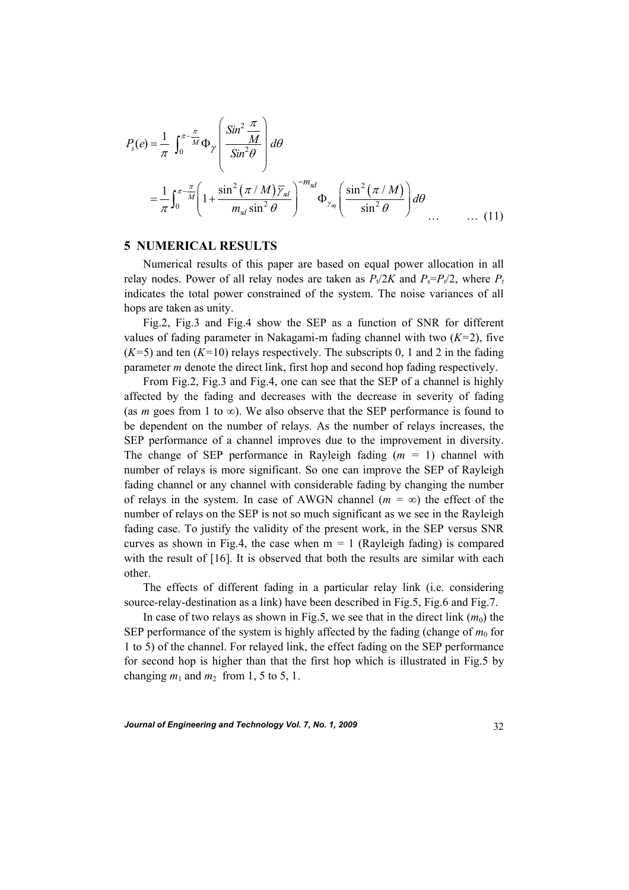$$P_s(e) = \frac{1}{\pi} \int_0^{\pi - \frac{\pi}{M}} \Phi_\gamma \left( \frac{Sin^2 \dfrac{\pi}{M}}{Sin^2\theta} \right) d\theta$$

$$= \frac{1}{\pi} \int_0^{\pi - \frac{\pi}{M}} \left( 1 + \frac{\sin^2(\pi / M)\bar{\gamma}_{sd}}{m_{sd} \sin^2 \theta} \right)^{-m_{sd}} \Phi_{\gamma_{eq}} \left( \frac{\sin^2(\pi / M)}{\sin^2 \theta} \right) d\theta \qquad \ldots \quad \ldots \text{ (11)}$$

## 5 NUMERICAL RESULTS

Numerical results of this paper are based on equal power allocation in all relay nodes. Power of all relay nodes are taken as $P_t/2K$ and $P_s=P_t/2$, where $P_t$ indicates the total power constrained of the system. The noise variances of all hops are taken as unity.

Fig.2, Fig.3 and Fig.4 show the SEP as a function of SNR for different values of fading parameter in Nakagami-m fading channel with two ($K$=2), five ($K$=5) and ten ($K$=10) relays respectively. The subscripts 0, 1 and 2 in the fading parameter $m$ denote the direct link, first hop and second hop fading respectively.

From Fig.2, Fig.3 and Fig.4, one can see that the SEP of a channel is highly affected by the fading and decreases with the decrease in severity of fading (as $m$ goes from 1 to $\infty$). We also observe that the SEP performance is found to be dependent on the number of relays. As the number of relays increases, the SEP performance of a channel improves due to the improvement in diversity. The change of SEP performance in Rayleigh fading ($m$ = 1) channel with number of relays is more significant. So one can improve the SEP of Rayleigh fading channel or any channel with considerable fading by changing the number of relays in the system. In case of AWGN channel ($m = \infty$) the effect of the number of relays on the SEP is not so much significant as we see in the Rayleigh fading case. To justify the validity of the present work, in the SEP versus SNR curves as shown in Fig.4, the case when m = 1 (Rayleigh fading) is compared with the result of [16]. It is observed that both the results are similar with each other.

The effects of different fading in a particular relay link (i.e. considering source-relay-destination as a link) have been described in Fig.5, Fig.6 and Fig.7.

In case of two relays as shown in Fig.5, we see that in the direct link ($m_0$) the SEP performance of the system is highly affected by the fading (change of $m_0$ for 1 to 5) of the channel. For relayed link, the effect fading on the SEP performance for second hop is higher than that the first hop which is illustrated in Fig.5 by changing $m_1$ and $m_2$ from 1, 5 to 5, 1.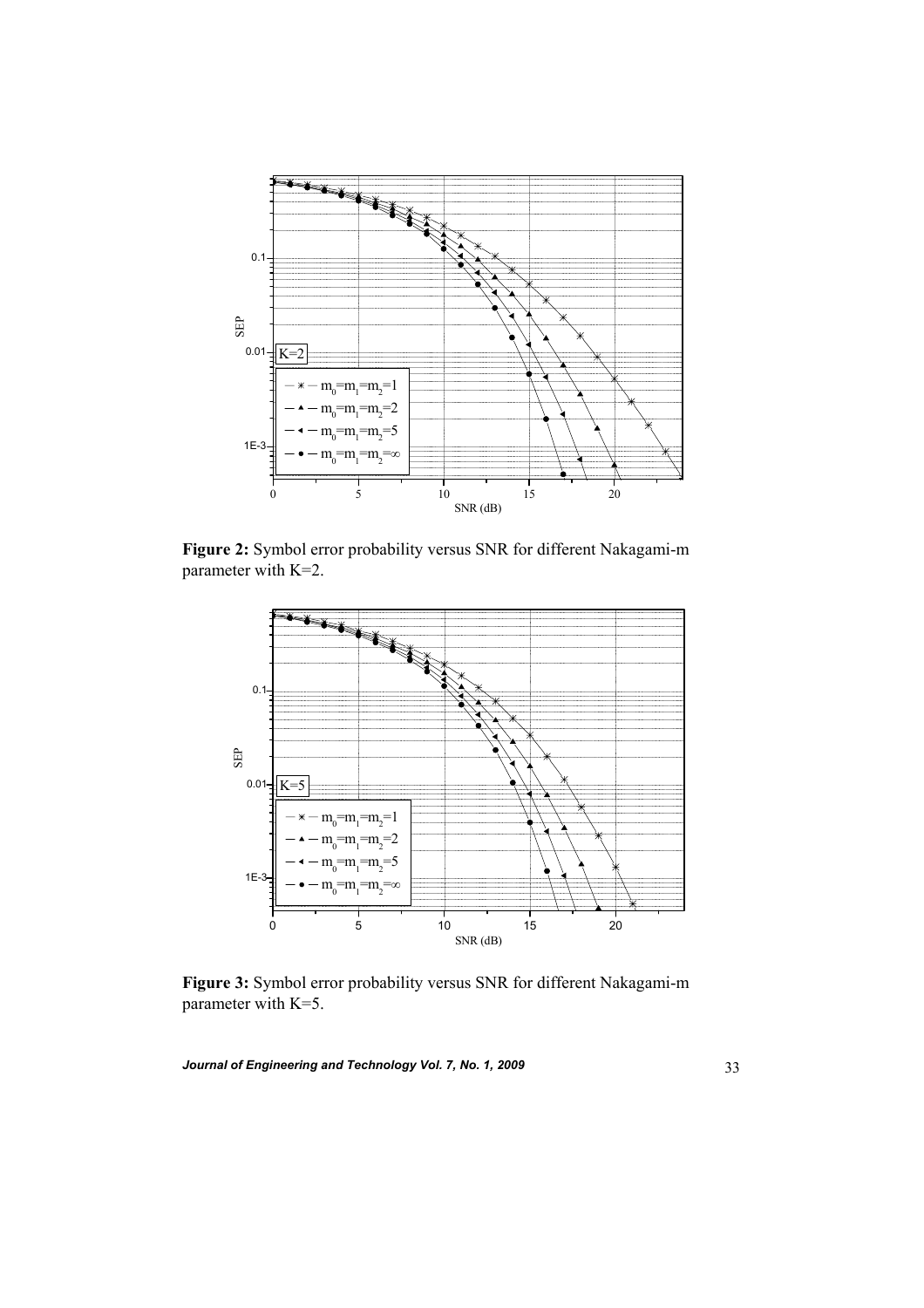0.1

SEP

0.01

K=2

$m_0=m_1=m_2=1$

$m_0=m_1=m_2=2$

$m_0=m_1=m_2=5$

$m_0=m_1=m_2=\infty$

1E-3

0

5

10

15

20

SNR (dB)

**Figure 2:** Symbol error probability versus SNR for different Nakagami-m parameter with K=2.

0.1

SEP

0.01

K=5

$m_0=m_1=m_2=1$

$m_0=m_1=m_2=2$

$m_0=m_1=m_2=5$

$m_0=m_1=m_2=\infty$

1E-3

0

5

10

15

20

SNR (dB)

**Figure 3:** Symbol error probability versus SNR for different Nakagami-m parameter with K=5.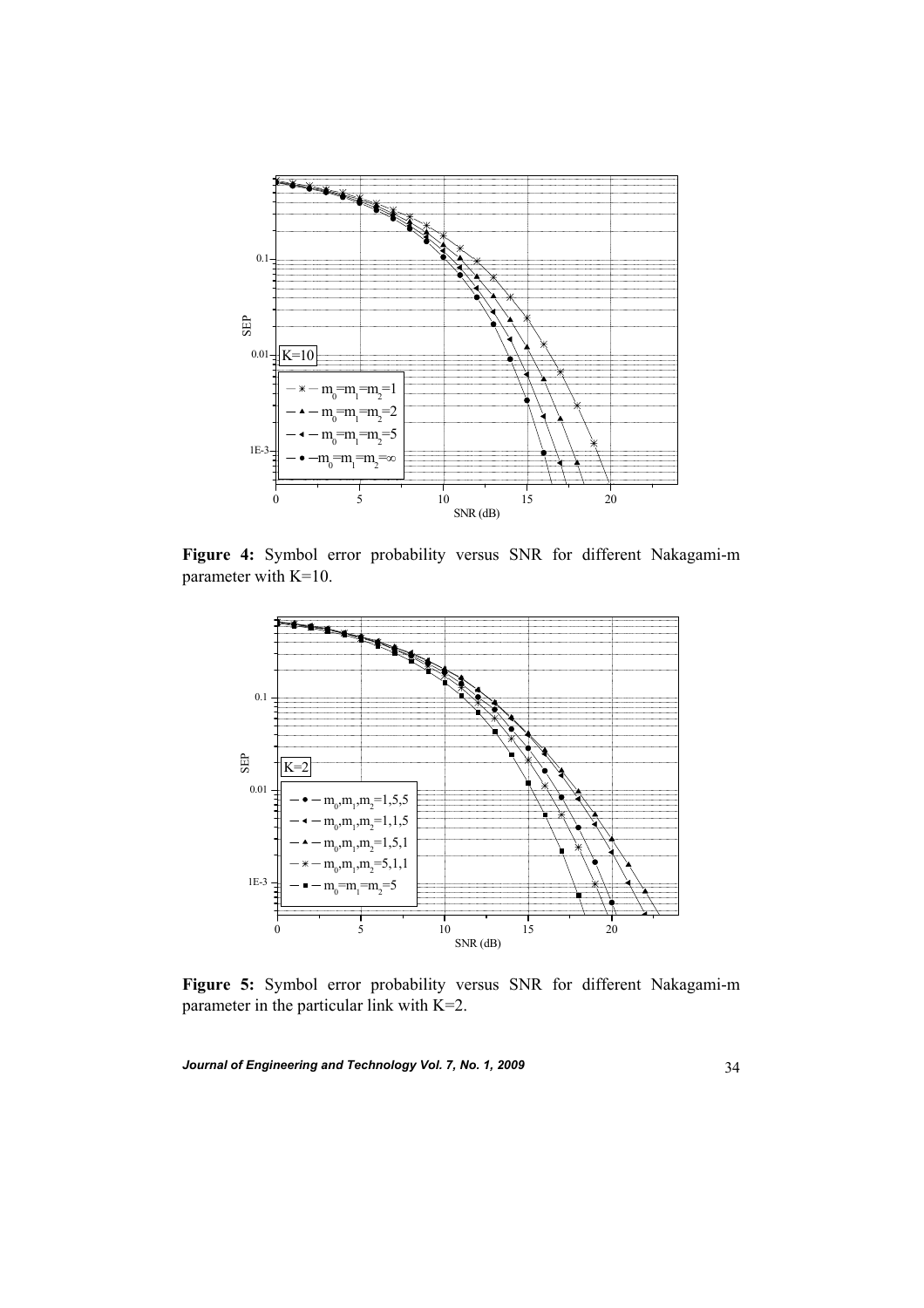**Figure 4:** Symbol error probability versus SNR for different Nakagami-m parameter with K=10.

**Figure 5:** Symbol error probability versus SNR for different Nakagami-m parameter in the particular link with K=2.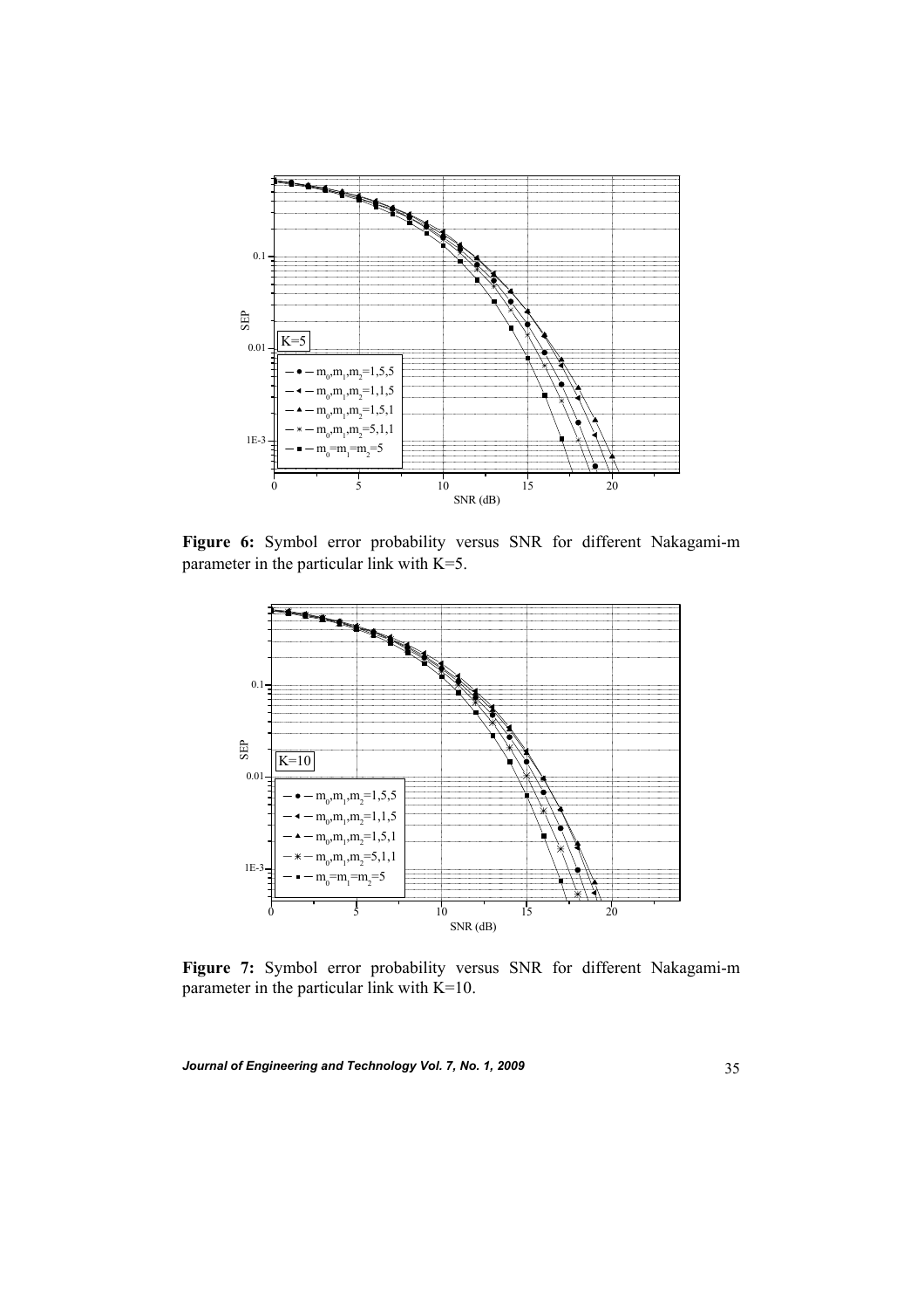SEP

0.1

0.01

1E-3

K=5

$m_0,m_1,m_2$=1,5,5

$m_0,m_1,m_2$=1,1,5

$m_0,m_1,m_2$=1,5,1

$m_0,m_1,m_2$=5,1,1

$m_0=m_1=m_2$=5

0 5 10 15 20

SNR (dB)

**Figure 6:** Symbol error probability versus SNR for different Nakagami-m parameter in the particular link with K=5.

SEP

0.1

0.01

1E-3

K=10

$m_0,m_1,m_2$=1,5,5

$m_0,m_1,m_2$=1,1,5

$m_0,m_1,m_2$=1,5,1

$m_0,m_1,m_2$=5,1,1

$m_0=m_1=m_2$=5

0 5 10 15 20

SNR (dB)

**Figure 7:** Symbol error probability versus SNR for different Nakagami-m parameter in the particular link with K=10.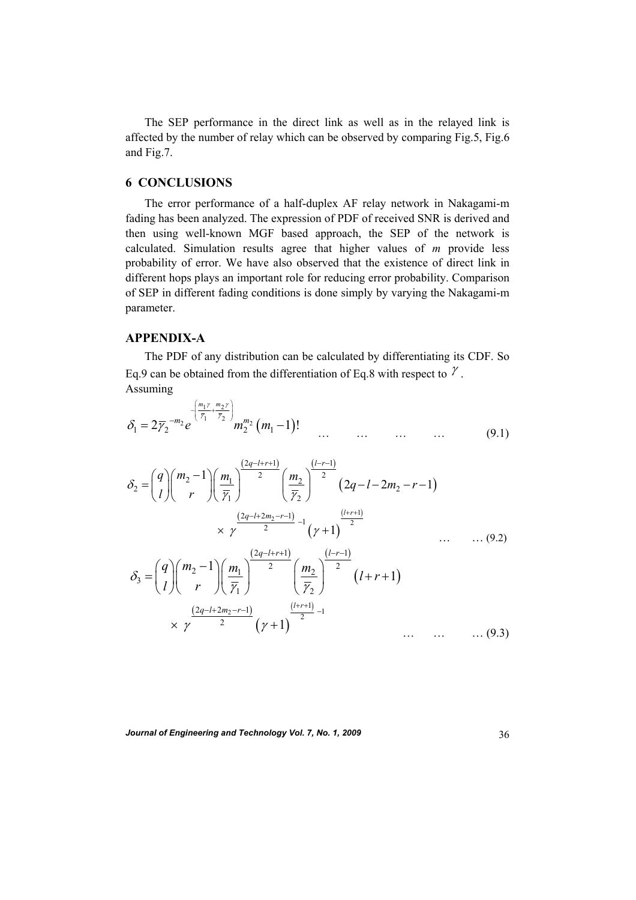The SEP performance in the direct link as well as in the relayed link is affected by the number of relay which can be observed by comparing Fig.5, Fig.6 and Fig.7.

## 6 CONCLUSIONS

The error performance of a half-duplex AF relay network in Nakagami-m fading has been analyzed. The expression of PDF of received SNR is derived and then using well-known MGF based approach, the SEP of the network is calculated. Simulation results agree that higher values of *m* provide less probability of error. We have also observed that the existence of direct link in different hops plays an important role for reducing error probability. Comparison of SEP in different fading conditions is done simply by varying the Nakagami-m parameter.

## APPENDIX-A

The PDF of any distribution can be calculated by differentiating its CDF. So Eq.9 can be obtained from the differentiation of Eq.8 with respect to $\gamma$.

Assuming

$$\delta_1 = 2\overline{\gamma}_2^{\,-m_2} e^{-\left(\frac{m_1\gamma}{\overline{\gamma}_1}+\frac{m_2\gamma}{\overline{\gamma}_2}\right)} m_2^{m_2}\left(m_1-1\right)! \quad \ldots \quad \ldots \quad \ldots \quad \ldots \quad (9.1)$$

$$\delta_2 = \binom{q}{l}\binom{m_2-1}{r}\left(\frac{m_1}{\overline{\gamma}_1}\right)^{\frac{(2q-l+r+1)}{2}}\left(\frac{m_2}{\overline{\gamma}_2}\right)^{\frac{(l-r-1)}{2}}\left(2q-l-2m_2-r-1\right) \times \gamma^{\frac{(2q-l+2m_2-r-1)}{2}-1}\left(\gamma+1\right)^{\frac{(l+r+1)}{2}} \quad \ldots \quad \ldots \quad (9.2)$$

$$\delta_3 = \binom{q}{l}\binom{m_2-1}{r}\left(\frac{m_1}{\overline{\gamma}_1}\right)^{\frac{(2q-l+r+1)}{2}}\left(\frac{m_2}{\overline{\gamma}_2}\right)^{\frac{(l-r-1)}{2}}\left(l+r+1\right) \times \gamma^{\frac{(2q-l+2m_2-r-1)}{2}}\left(\gamma+1\right)^{\frac{(l+r+1)}{2}-1} \quad \ldots \quad \ldots \quad \ldots \quad (9.3)$$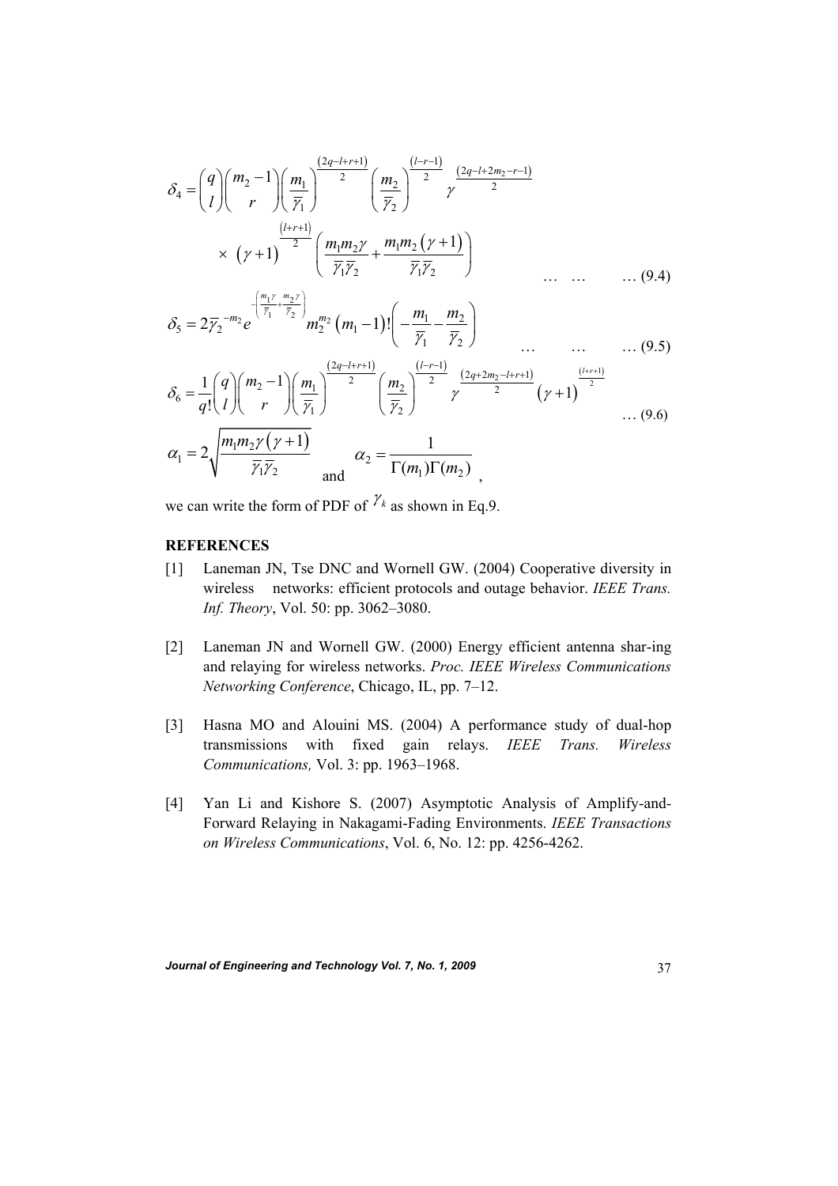$$\delta_4 = \binom{q}{l}\binom{m_2-1}{r}\left(\frac{m_1}{\overline{\gamma}_1}\right)^{\frac{(2q-l+r+1)}{2}}\left(\frac{m_2}{\overline{\gamma}_2}\right)^{\frac{(l-r-1)}{2}}\gamma^{\frac{(2q-l+2m_2-r-1)}{2}}$$

$$\times\ (\gamma+1)^{\frac{(l+r+1)}{2}}\left(\frac{m_1 m_2 \gamma}{\overline{\gamma}_1\overline{\gamma}_2}+\frac{m_1 m_2(\gamma+1)}{\overline{\gamma}_1\overline{\gamma}_2}\right) \qquad \ldots\ \ldots \qquad \ldots (9.4)$$

$$\delta_5 = 2\overline{\gamma}_2^{\,-m_2} e^{-\left(\frac{m_1\gamma}{\overline{\gamma}_1}+\frac{m_2\gamma}{\overline{\gamma}_2}\right)} m_2^{m_2}(m_1-1)!\left(-\frac{m_1}{\overline{\gamma}_1}-\frac{m_2}{\overline{\gamma}_2}\right) \qquad \ldots\ \ldots \qquad \ldots (9.5)$$

$$\delta_6 = \frac{1}{q!}\binom{q}{l}\binom{m_2-1}{r}\left(\frac{m_1}{\overline{\gamma}_1}\right)^{\frac{(2q-l+r+1)}{2}}\left(\frac{m_2}{\overline{\gamma}_2}\right)^{\frac{(l-r-1)}{2}}\gamma^{\frac{(2q+2m_2-l+r+1)}{2}}(\gamma+1)^{\frac{(l+r+1)}{2}} \qquad \ldots (9.6)$$

$$\alpha_1 = 2\sqrt{\frac{m_1 m_2 \gamma(\gamma+1)}{\overline{\gamma}_1\overline{\gamma}_2}} \quad \text{and} \quad \alpha_2 = \frac{1}{\Gamma(m_1)\Gamma(m_2)},$$

we can write the form of PDF of $\gamma_k$ as shown in Eq.9.

## REFERENCES

[1] Laneman JN, Tse DNC and Wornell GW. (2004) Cooperative diversity in wireless networks: efficient protocols and outage behavior. *IEEE Trans. Inf. Theory*, Vol. 50: pp. 3062–3080.

[2] Laneman JN and Wornell GW. (2000) Energy efficient antenna shar-ing and relaying for wireless networks. *Proc. IEEE Wireless Communications Networking Conference*, Chicago, IL, pp. 7–12.

[3] Hasna MO and Alouini MS. (2004) A performance study of dual-hop transmissions with fixed gain relays. *IEEE Trans. Wireless Communications,* Vol. 3: pp. 1963–1968.

[4] Yan Li and Kishore S. (2007) Asymptotic Analysis of Amplify-and-Forward Relaying in Nakagami-Fading Environments. *IEEE Transactions on Wireless Communications*, Vol. 6, No. 12: pp. 4256-4262.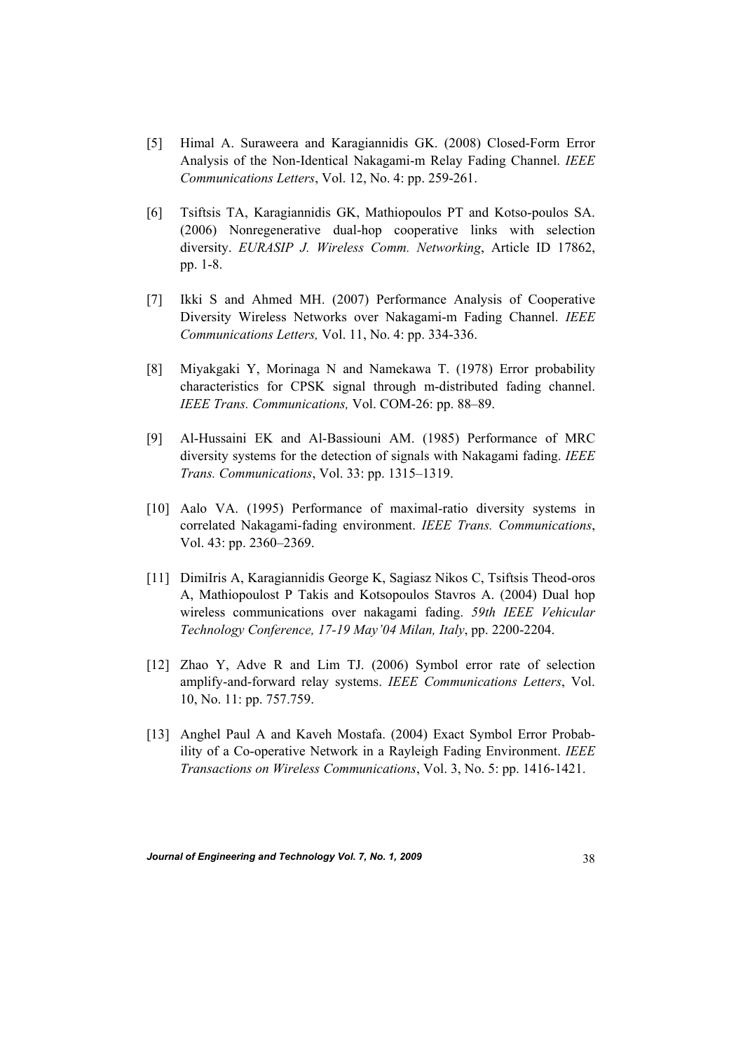[5] Himal A. Suraweera and Karagiannidis GK. (2008) Closed-Form Error Analysis of the Non-Identical Nakagami-m Relay Fading Channel. *IEEE Communications Letters*, Vol. 12, No. 4: pp. 259-261.

[6] Tsiftsis TA, Karagiannidis GK, Mathiopoulos PT and Kotso-poulos SA. (2006) Nonregenerative dual-hop cooperative links with selection diversity. *EURASIP J. Wireless Comm. Networking*, Article ID 17862, pp. 1-8.

[7] Ikki S and Ahmed MH. (2007) Performance Analysis of Cooperative Diversity Wireless Networks over Nakagami-m Fading Channel. *IEEE Communications Letters,* Vol. 11, No. 4: pp. 334-336.

[8] Miyakgaki Y, Morinaga N and Namekawa T. (1978) Error probability characteristics for CPSK signal through m-distributed fading channel. *IEEE Trans. Communications,* Vol. COM-26: pp. 88–89.

[9] Al-Hussaini EK and Al-Bassiouni AM. (1985) Performance of MRC diversity systems for the detection of signals with Nakagami fading. *IEEE Trans. Communications*, Vol. 33: pp. 1315–1319.

[10] Aalo VA. (1995) Performance of maximal-ratio diversity systems in correlated Nakagami-fading environment. *IEEE Trans. Communications*, Vol. 43: pp. 2360–2369.

[11] DimiIris A, Karagiannidis George K, Sagiasz Nikos C, Tsiftsis Theod-oros A, Mathiopoulost P Takis and Kotsopoulos Stavros A. (2004) Dual hop wireless communications over nakagami fading. *59th IEEE Vehicular Technology Conference, 17-19 May'04 Milan, Italy*, pp. 2200-2204.

[12] Zhao Y, Adve R and Lim TJ. (2006) Symbol error rate of selection amplify-and-forward relay systems. *IEEE Communications Letters*, Vol. 10, No. 11: pp. 757.759.

[13] Anghel Paul A and Kaveh Mostafa. (2004) Exact Symbol Error Probab-ility of a Co-operative Network in a Rayleigh Fading Environment. *IEEE Transactions on Wireless Communications*, Vol. 3, No. 5: pp. 1416-1421.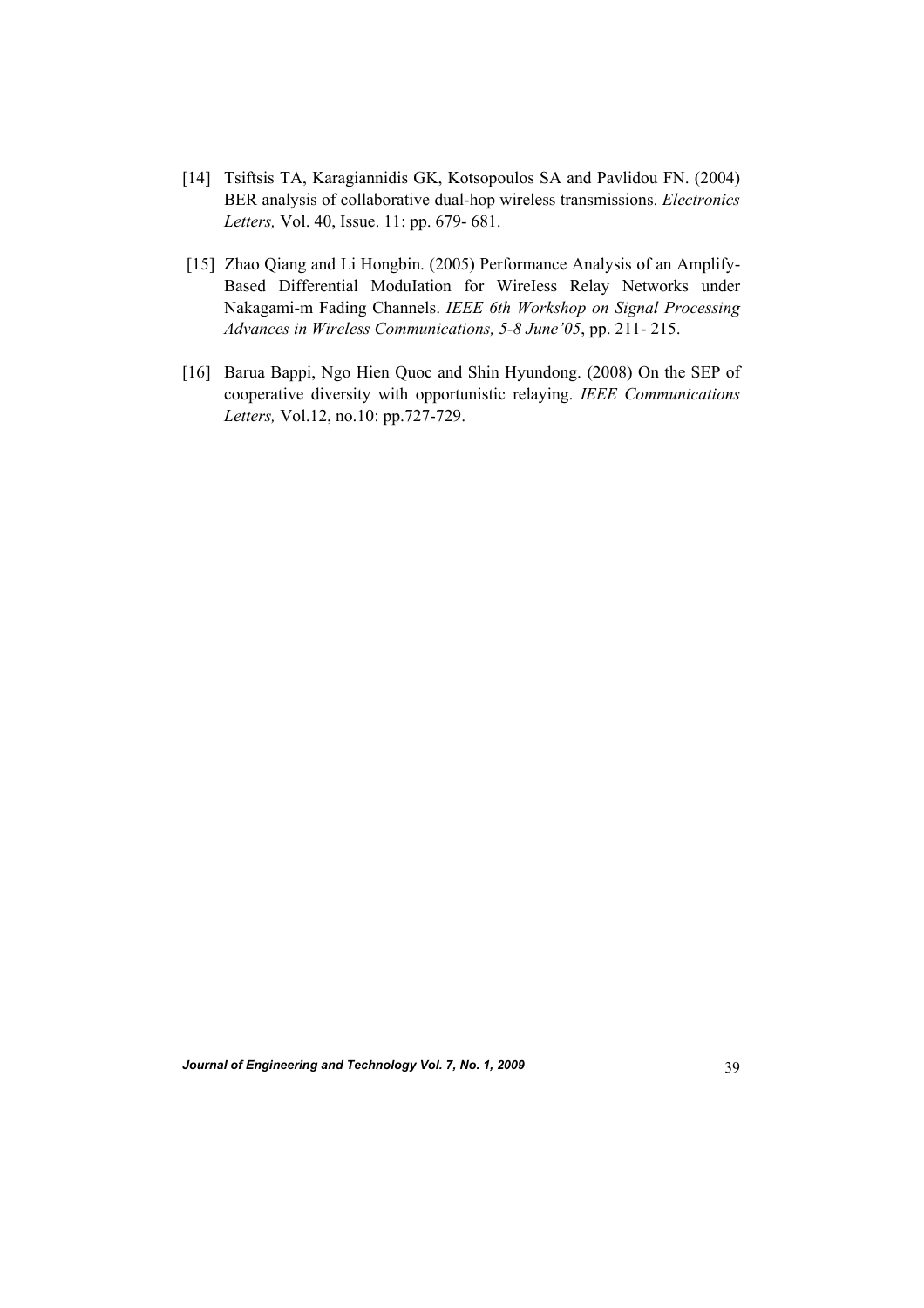[14] Tsiftsis TA, Karagiannidis GK, Kotsopoulos SA and Pavlidou FN. (2004) BER analysis of collaborative dual-hop wireless transmissions. *Electronics Letters,* Vol. 40, Issue. 11: pp. 679- 681.

[15] Zhao Qiang and Li Hongbin. (2005) Performance Analysis of an Amplify-Based Differential ModuIation for WireIess Relay Networks under Nakagami-m Fading Channels. *IEEE 6th Workshop on Signal Processing Advances in Wireless Communications, 5-8 June'05*, pp. 211- 215.

[16] Barua Bappi, Ngo Hien Quoc and Shin Hyundong. (2008) On the SEP of cooperative diversity with opportunistic relaying. *IEEE Communications Letters,* Vol.12, no.10: pp.727-729.